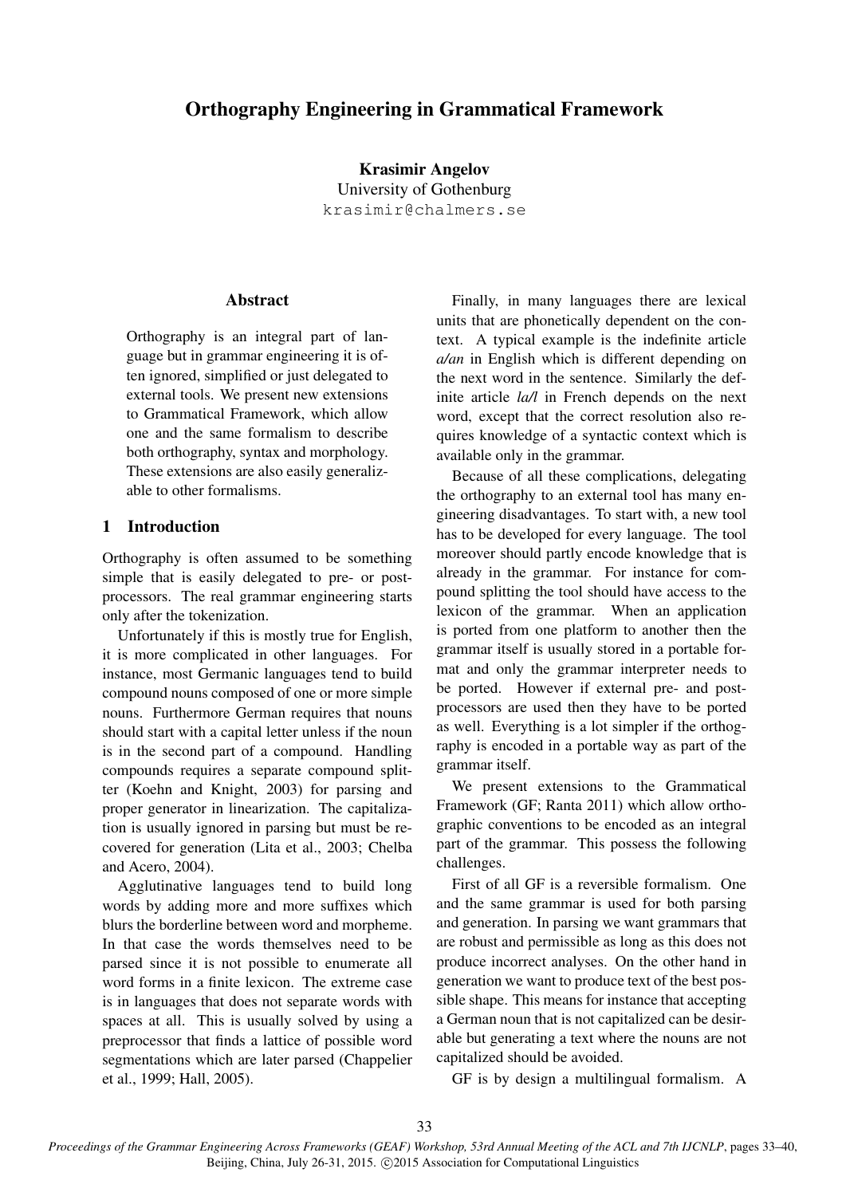# Orthography Engineering in Grammatical Framework

**Krasimir Angelov**
University of Gothenburg
krasimir@chalmers.se

## Abstract

Orthography is an integral part of language but in grammar engineering it is often ignored, simplified or just delegated to external tools. We present new extensions to Grammatical Framework, which allow one and the same formalism to describe both orthography, syntax and morphology. These extensions are also easily generalizable to other formalisms.

## 1 Introduction

Orthography is often assumed to be something simple that is easily delegated to pre- or post-processors. The real grammar engineering starts only after the tokenization.

Unfortunately if this is mostly true for English, it is more complicated in other languages. For instance, most Germanic languages tend to build compound nouns composed of one or more simple nouns. Furthermore German requires that nouns should start with a capital letter unless if the noun is in the second part of a compound. Handling compounds requires a separate compound splitter (Koehn and Knight, 2003) for parsing and proper generator in linearization. The capitalization is usually ignored in parsing but must be recovered for generation (Lita et al., 2003; Chelba and Acero, 2004).

Agglutinative languages tend to build long words by adding more and more suffixes which blurs the borderline between word and morpheme. In that case the words themselves need to be parsed since it is not possible to enumerate all word forms in a finite lexicon. The extreme case is in languages that does not separate words with spaces at all. This is usually solved by using a preprocessor that finds a lattice of possible word segmentations which are later parsed (Chappelier et al., 1999; Hall, 2005).

Finally, in many languages there are lexical units that are phonetically dependent on the context. A typical example is the indefinite article *a/an* in English which is different depending on the next word in the sentence. Similarly the definite article *la/l* in French depends on the next word, except that the correct resolution also requires knowledge of a syntactic context which is available only in the grammar.

Because of all these complications, delegating the orthography to an external tool has many engineering disadvantages. To start with, a new tool has to be developed for every language. The tool moreover should partly encode knowledge that is already in the grammar. For instance for compound splitting the tool should have access to the lexicon of the grammar. When an application is ported from one platform to another then the grammar itself is usually stored in a portable format and only the grammar interpreter needs to be ported. However if external pre- and post-processors are used then they have to be ported as well. Everything is a lot simpler if the orthography is encoded in a portable way as part of the grammar itself.

We present extensions to the Grammatical Framework (GF; Ranta 2011) which allow orthographic conventions to be encoded as an integral part of the grammar. This possess the following challenges.

First of all GF is a reversible formalism. One and the same grammar is used for both parsing and generation. In parsing we want grammars that are robust and permissible as long as this does not produce incorrect analyses. On the other hand in generation we want to produce text of the best possible shape. This means for instance that accepting a German noun that is not capitalized can be desirable but generating a text where the nouns are not capitalized should be avoided.

GF is by design a multilingual formalism. A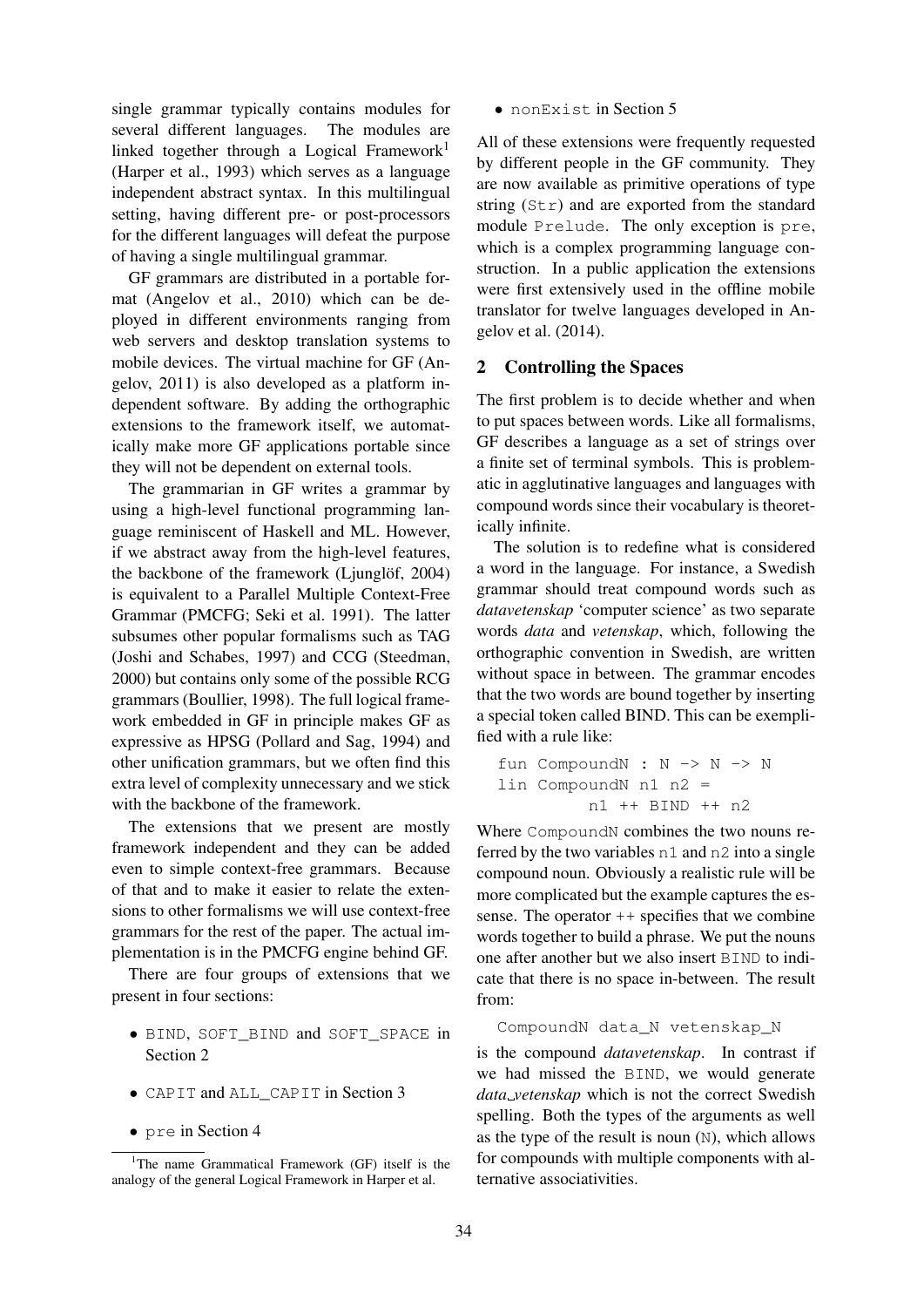single grammar typically contains modules for several different languages. The modules are linked together through a Logical Framework[1] (Harper et al., 1993) which serves as a language independent abstract syntax. In this multilingual setting, having different pre- or post-processors for the different languages will defeat the purpose of having a single multilingual grammar.

GF grammars are distributed in a portable format (Angelov et al., 2010) which can be deployed in different environments ranging from web servers and desktop translation systems to mobile devices. The virtual machine for GF (Angelov, 2011) is also developed as a platform independent software. By adding the orthographic extensions to the framework itself, we automatically make more GF applications portable since they will not be dependent on external tools.

The grammarian in GF writes a grammar by using a high-level functional programming language reminiscent of Haskell and ML. However, if we abstract away from the high-level features, the backbone of the framework (Ljunglöf, 2004) is equivalent to a Parallel Multiple Context-Free Grammar (PMCFG; Seki et al. 1991). The latter subsumes other popular formalisms such as TAG (Joshi and Schabes, 1997) and CCG (Steedman, 2000) but contains only some of the possible RCG grammars (Boullier, 1998). The full logical framework embedded in GF in principle makes GF as expressive as HPSG (Pollard and Sag, 1994) and other unification grammars, but we often find this extra level of complexity unnecessary and we stick with the backbone of the framework.

The extensions that we present are mostly framework independent and they can be added even to simple context-free grammars. Because of that and to make it easier to relate the extensions to other formalisms we will use context-free grammars for the rest of the paper. The actual implementation is in the PMCFG engine behind GF.

There are four groups of extensions that we present in four sections:

- `BIND`, `SOFT_BIND` and `SOFT_SPACE` in Section 2
- `CAPIT` and `ALL_CAPIT` in Section 3
- `pre` in Section 4
- `nonExist` in Section 5

All of these extensions were frequently requested by different people in the GF community. They are now available as primitive operations of type string (`Str`) and are exported from the standard module `Prelude`. The only exception is `pre`, which is a complex programming language construction. In a public application the extensions were first extensively used in the offline mobile translator for twelve languages developed in Angelov et al. (2014).

## 2 Controlling the Spaces

The first problem is to decide whether and when to put spaces between words. Like all formalisms, GF describes a language as a set of strings over a finite set of terminal symbols. This is problematic in agglutinative languages and languages with compound words since their vocabulary is theoretically infinite.

The solution is to redefine what is considered a word in the language. For instance, a Swedish grammar should treat compound words such as *datavetenskap* 'computer science' as two separate words *data* and *vetenskap*, which, following the orthographic convention in Swedish, are written without space in between. The grammar encodes that the two words are bound together by inserting a special token called BIND. This can be exemplified with a rule like:

```
fun CompoundN : N -> N -> N
lin CompoundN n1 n2 =
        n1 ++ BIND ++ n2
```

Where `CompoundN` combines the two nouns referred by the two variables `n1` and `n2` into a single compound noun. Obviously a realistic rule will be more complicated but the example captures the essense. The operator `++` specifies that we combine words together to build a phrase. We put the nouns one after another but we also insert `BIND` to indicate that there is no space in-between. The result from:

```
CompoundN data_N vetenskap_N
```

is the compound *datavetenskap*. In contrast if we had missed the `BIND`, we would generate *data vetenskap* which is not the correct Swedish spelling. Both the types of the arguments as well as the type of the result is noun (`N`), which allows for compounds with multiple components with alternative associativities.

[1] The name Grammatical Framework (GF) itself is the analogy of the general Logical Framework in Harper et al.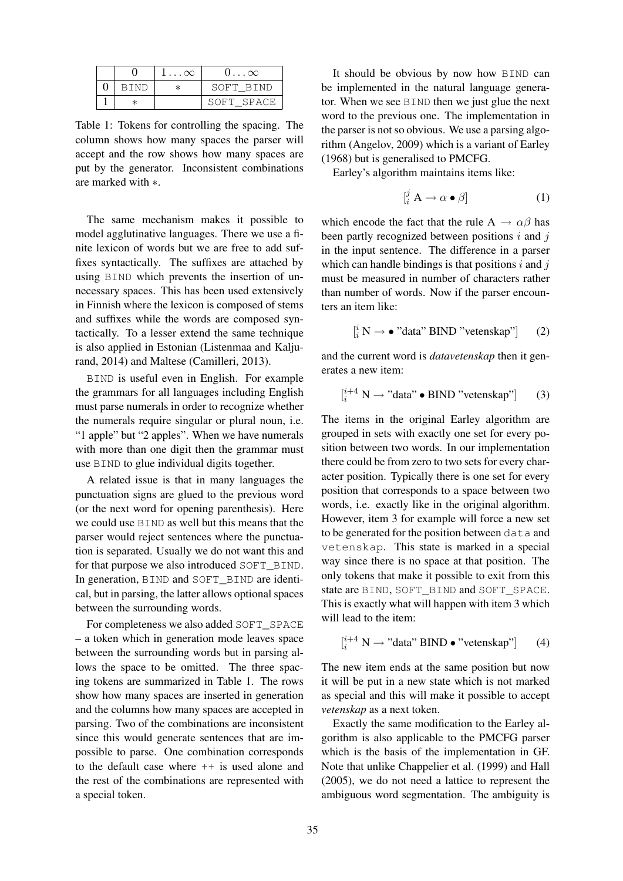|   | 0 | $1 \ldots \infty$ | $0 \ldots \infty$ |
|---|---|---|---|
| 0 | BIND | * | SOFT_BIND |
| 1 | * |   | SOFT_SPACE |

Table 1: Tokens for controlling the spacing. The column shows how many spaces the parser will accept and the row shows how many spaces are put by the generator. Inconsistent combinations are marked with $*$.

The same mechanism makes it possible to model agglutinative languages. There we use a finite lexicon of words but we are free to add suffixes syntactically. The suffixes are attached by using BIND which prevents the insertion of unnecessary spaces. This has been used extensively in Finnish where the lexicon is composed of stems and suffixes while the words are composed syntactically. To a lesser extend the same technique is also applied in Estonian (Listenmaa and Kaljurand, 2014) and Maltese (Camilleri, 2013).

BIND is useful even in English. For example the grammars for all languages including English must parse numerals in order to recognize whether the numerals require singular or plural noun, i.e. "1 apple" but "2 apples". When we have numerals with more than one digit then the grammar must use BIND to glue individual digits together.

A related issue is that in many languages the punctuation signs are glued to the previous word (or the next word for opening parenthesis). Here we could use BIND as well but this means that the parser would reject sentences where the punctuation is separated. Usually we do not want this and for that purpose we also introduced SOFT_BIND. In generation, BIND and SOFT_BIND are identical, but in parsing, the latter allows optional spaces between the surrounding words.

For completeness we also added SOFT_SPACE – a token which in generation mode leaves space between the surrounding words but in parsing allows the space to be omitted. The three spacing tokens are summarized in Table 1. The rows show how many spaces are inserted in generation and the columns how many spaces are accepted in parsing. Two of the combinations are inconsistent since this would generate sentences that are impossible to parse. One combination corresponds to the default case where ++ is used alone and the rest of the combinations are represented with a special token.

It should be obvious by now how BIND can be implemented in the natural language generator. When we see BIND then we just glue the next word to the previous one. The implementation in the parser is not so obvious. We use a parsing algorithm (Angelov, 2009) which is a variant of Earley (1968) but is generalised to PMCFG.

Earley's algorithm maintains items like:

$$[^{j}_{i}\ \mathrm{A} \rightarrow \alpha \bullet \beta] \tag{1}$$

which encode the fact that the rule $\mathrm{A} \rightarrow \alpha\beta$ has been partly recognized between positions $i$ and $j$ in the input sentence. The difference in a parser which can handle bindings is that positions $i$ and $j$ must be measured in number of characters rather than number of words. Now if the parser encounters an item like:

$$[^{i}_{i}\ \mathrm{N} \rightarrow \bullet \text{ "data" BIND "vetenskap"}] \tag{2}$$

and the current word is *datavetenskap* then it generates a new item:

$$[^{i+4}_{i}\ \mathrm{N} \rightarrow \text{"data"} \bullet \text{BIND "vetenskap"}] \tag{3}$$

The items in the original Earley algorithm are grouped in sets with exactly one set for every position between two words. In our implementation there could be from zero to two sets for every character position. Typically there is one set for every position that corresponds to a space between two words, i.e. exactly like in the original algorithm. However, item 3 for example will force a new set to be generated for the position between data and vetenskap. This state is marked in a special way since there is no space at that position. The only tokens that make it possible to exit from this state are BIND, SOFT_BIND and SOFT_SPACE. This is exactly what will happen with item 3 which will lead to the item:

$$[^{i+4}_{i}\ \mathrm{N} \rightarrow \text{"data" BIND} \bullet \text{"vetenskap"}] \tag{4}$$

The new item ends at the same position but now it will be put in a new state which is not marked as special and this will make it possible to accept *vetenskap* as a next token.

Exactly the same modification to the Earley algorithm is also applicable to the PMCFG parser which is the basis of the implementation in GF. Note that unlike Chappelier et al. (1999) and Hall (2005), we do not need a lattice to represent the ambiguous word segmentation. The ambiguity is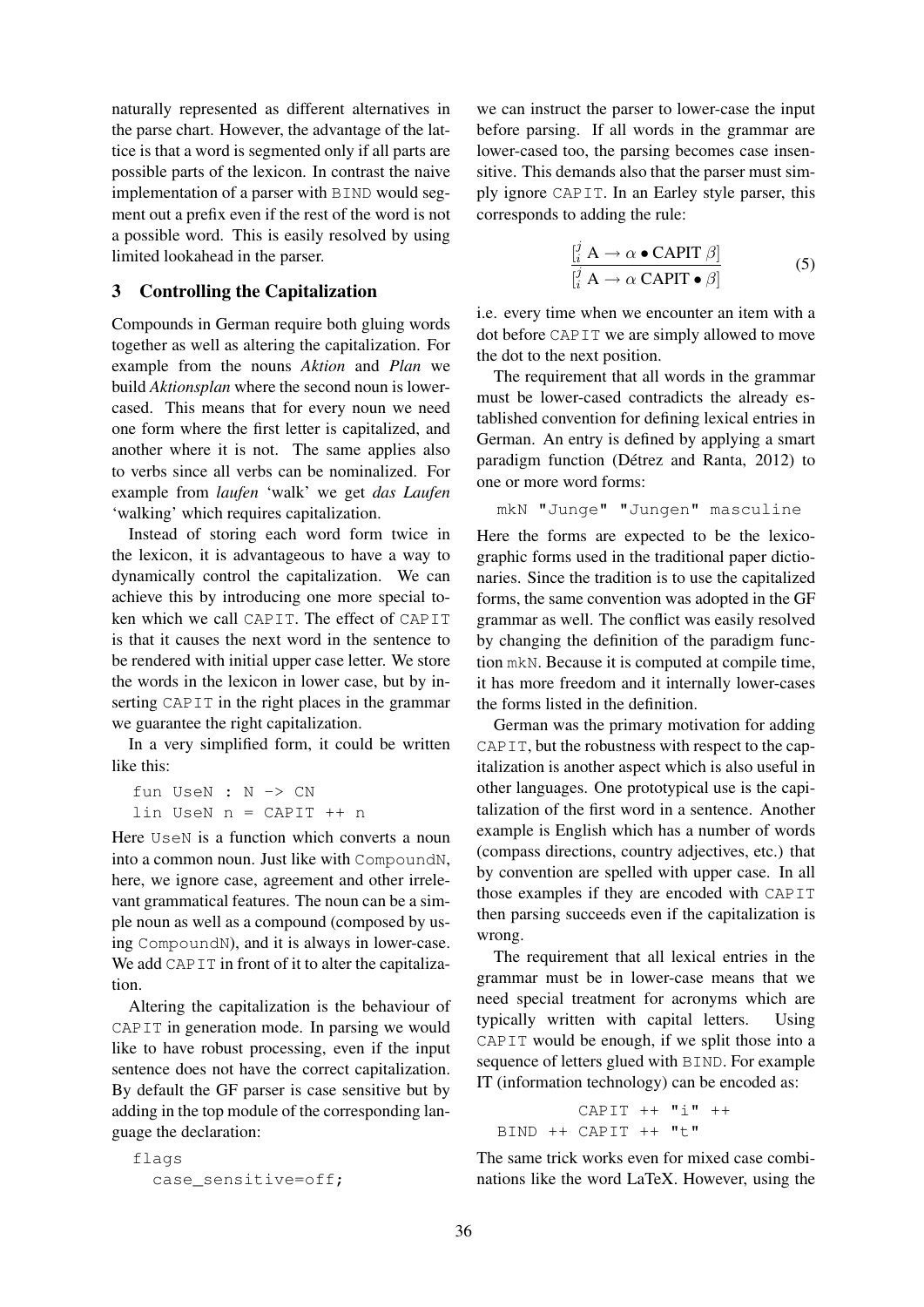naturally represented as different alternatives in the parse chart. However, the advantage of the lattice is that a word is segmented only if all parts are possible parts of the lexicon. In contrast the naive implementation of a parser with `BIND` would segment out a prefix even if the rest of the word is not a possible word. This is easily resolved by using limited lookahead in the parser.

## 3 Controlling the Capitalization

Compounds in German require both gluing words together as well as altering the capitalization. For example from the nouns *Aktion* and *Plan* we build *Aktionsplan* where the second noun is lower-cased. This means that for every noun we need one form where the first letter is capitalized, and another where it is not. The same applies also to verbs since all verbs can be nominalized. For example from *laufen* 'walk' we get *das Laufen* 'walking' which requires capitalization.

Instead of storing each word form twice in the lexicon, it is advantageous to have a way to dynamically control the capitalization. We can achieve this by introducing one more special token which we call `CAPIT`. The effect of `CAPIT` is that it causes the next word in the sentence to be rendered with initial upper case letter. We store the words in the lexicon in lower case, but by inserting `CAPIT` in the right places in the grammar we guarantee the right capitalization.

In a very simplified form, it could be written like this:

```
fun UseN : N -> CN
lin UseN n = CAPIT ++ n
```

Here `UseN` is a function which converts a noun into a common noun. Just like with `CompoundN`, here, we ignore case, agreement and other irrelevant grammatical features. The noun can be a simple noun as well as a compound (composed by using `CompoundN`), and it is always in lower-case. We add `CAPIT` in front of it to alter the capitalization.

Altering the capitalization is the behaviour of `CAPIT` in generation mode. In parsing we would like to have robust processing, even if the input sentence does not have the correct capitalization. By default the GF parser is case sensitive but by adding in the top module of the corresponding language the declaration:

```
flags
  case_sensitive=off;
```

we can instruct the parser to lower-case the input before parsing. If all words in the grammar are lower-cased too, the parsing becomes case insensitive. This demands also that the parser must simply ignore `CAPIT`. In an Earley style parser, this corresponds to adding the rule:

$$\frac{[^j_i \; \mathrm{A} \rightarrow \alpha \bullet \mathrm{CAPIT} \; \beta]}{[^j_i \; \mathrm{A} \rightarrow \alpha \; \mathrm{CAPIT} \bullet \beta]} \tag{5}$$

i.e. every time when we encounter an item with a dot before `CAPIT` we are simply allowed to move the dot to the next position.

The requirement that all words in the grammar must be lower-cased contradicts the already established convention for defining lexical entries in German. An entry is defined by applying a smart paradigm function (Détrez and Ranta, 2012) to one or more word forms:

```
mkN "Junge" "Jungen" masculine
```

Here the forms are expected to be the lexicographic forms used in the traditional paper dictionaries. Since the tradition is to use the capitalized forms, the same convention was adopted in the GF grammar as well. The conflict was easily resolved by changing the definition of the paradigm function `mkN`. Because it is computed at compile time, it has more freedom and it internally lower-cases the forms listed in the definition.

German was the primary motivation for adding `CAPIT`, but the robustness with respect to the capitalization is another aspect which is also useful in other languages. One prototypical use is the capitalization of the first word in a sentence. Another example is English which has a number of words (compass directions, country adjectives, etc.) that by convention are spelled with upper case. In all those examples if they are encoded with `CAPIT` then parsing succeeds even if the capitalization is wrong.

The requirement that all lexical entries in the grammar must be in lower-case means that we need special treatment for acronyms which are typically written with capital letters. Using `CAPIT` would be enough, if we split those into a sequence of letters glued with `BIND`. For example IT (information technology) can be encoded as:

```
CAPIT ++ "i" ++
BIND ++ CAPIT ++ "t"
```

The same trick works even for mixed case combinations like the word LaTeX. However, using the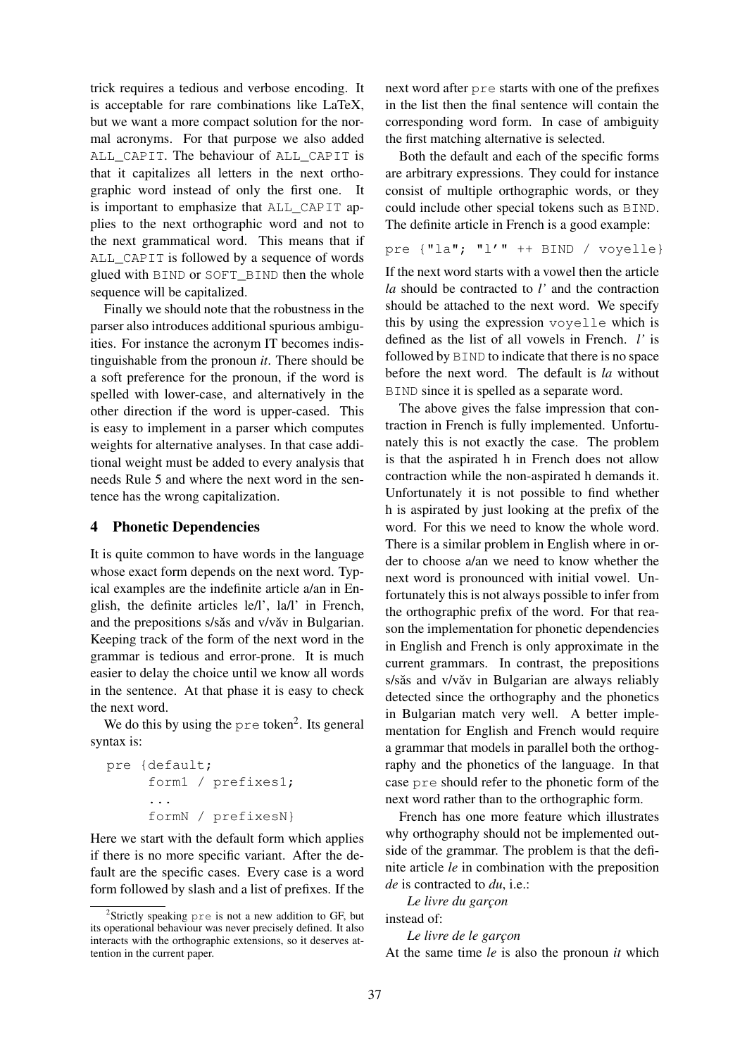trick requires a tedious and verbose encoding. It is acceptable for rare combinations like LaTeX, but we want a more compact solution for the normal acronyms. For that purpose we also added `ALL_CAPIT`. The behaviour of `ALL_CAPIT` is that it capitalizes all letters in the next orthographic word instead of only the first one. It is important to emphasize that `ALL_CAPIT` applies to the next orthographic word and not to the next grammatical word. This means that if `ALL_CAPIT` is followed by a sequence of words glued with `BIND` or `SOFT_BIND` then the whole sequence will be capitalized.

Finally we should note that the robustness in the parser also introduces additional spurious ambiguities. For instance the acronym IT becomes indistinguishable from the pronoun *it*. There should be a soft preference for the pronoun, if the word is spelled with lower-case, and alternatively in the other direction if the word is upper-cased. This is easy to implement in a parser which computes weights for alternative analyses. In that case additional weight must be added to every analysis that needs Rule 5 and where the next word in the sentence has the wrong capitalization.

## 4 Phonetic Dependencies

It is quite common to have words in the language whose exact form depends on the next word. Typical examples are the indefinite article a/an in English, the definite articles le/l', la/l' in French, and the prepositions s/săs and v/văv in Bulgarian. Keeping track of the form of the next word in the grammar is tedious and error-prone. It is much easier to delay the choice until we know all words in the sentence. At that phase it is easy to check the next word.

We do this by using the `pre` token[2]. Its general syntax is:

```
pre {default;
     form1 / prefixes1;
     ...
     formN / prefixesN}
```

Here we start with the default form which applies if there is no more specific variant. After the default are the specific cases. Every case is a word form followed by slash and a list of prefixes. If the next word after `pre` starts with one of the prefixes in the list then the final sentence will contain the corresponding word form. In case of ambiguity the first matching alternative is selected.

Both the default and each of the specific forms are arbitrary expressions. They could for instance consist of multiple orthographic words, or they could include other special tokens such as `BIND`. The definite article in French is a good example:

```
pre {"la"; "l'" ++ BIND / voyelle}
```

If the next word starts with a vowel then the article *la* should be contracted to *l'* and the contraction should be attached to the next word. We specify this by using the expression `voyelle` which is defined as the list of all vowels in French. *l'* is followed by `BIND` to indicate that there is no space before the next word. The default is *la* without `BIND` since it is spelled as a separate word.

The above gives the false impression that contraction in French is fully implemented. Unfortunately this is not exactly the case. The problem is that the aspirated h in French does not allow contraction while the non-aspirated h demands it. Unfortunately it is not possible to find whether h is aspirated by just looking at the prefix of the word. For this we need to know the whole word. There is a similar problem in English where in order to choose a/an we need to know whether the next word is pronounced with initial vowel. Unfortunately this is not always possible to infer from the orthographic prefix of the word. For that reason the implementation for phonetic dependencies in English and French is only approximate in the current grammars. In contrast, the prepositions s/săs and v/văv in Bulgarian are always reliably detected since the orthography and the phonetics in Bulgarian match very well. A better implementation for English and French would require a grammar that models in parallel both the orthography and the phonetics of the language. In that case `pre` should refer to the phonetic form of the next word rather than to the orthographic form.

French has one more feature which illustrates why orthography should not be implemented outside of the grammar. The problem is that the definite article *le* in combination with the preposition *de* is contracted to *du*, i.e.:

*Le livre du garçon*

instead of:

*Le livre de le garçon*

At the same time *le* is also the pronoun *it* which

[2] Strictly speaking `pre` is not a new addition to GF, but its operational behaviour was never precisely defined. It also interacts with the orthographic extensions, so it deserves attention in the current paper.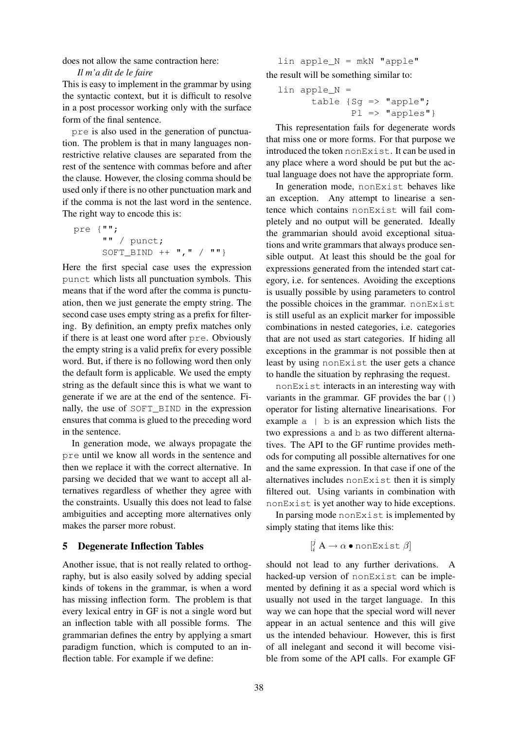does not allow the same contraction here:

*Il m'a dit de le faire*

This is easy to implement in the grammar by using the syntactic context, but it is difficult to resolve in a post processor working only with the surface form of the final sentence.

`pre` is also used in the generation of punctuation. The problem is that in many languages non-restrictive relative clauses are separated from the rest of the sentence with commas before and after the clause. However, the closing comma should be used only if there is no other punctuation mark and if the comma is not the last word in the sentence. The right way to encode this is:

```
pre {"";
     "" / punct;
     SOFT_BIND ++ "," / ""}
```

Here the first special case uses the expression `punct` which lists all punctuation symbols. This means that if the word after the comma is punctuation, then we just generate the empty string. The second case uses empty string as a prefix for filtering. By definition, an empty prefix matches only if there is at least one word after `pre`. Obviously the empty string is a valid prefix for every possible word. But, if there is no following word then only the default form is applicable. We used the empty string as the default since this is what we want to generate if we are at the end of the sentence. Finally, the use of `SOFT_BIND` in the expression ensures that comma is glued to the preceding word in the sentence.

In generation mode, we always propagate the `pre` until we know all words in the sentence and then we replace it with the correct alternative. In parsing we decided that we want to accept all alternatives regardless of whether they agree with the constraints. Usually this does not lead to false ambiguities and accepting more alternatives only makes the parser more robust.

## 5 Degenerate Inflection Tables

Another issue, that is not really related to orthography, but is also easily solved by adding special kinds of tokens in the grammar, is when a word has missing inflection form. The problem is that every lexical entry in GF is not a single word but an inflection table with all possible forms. The grammarian defines the entry by applying a smart paradigm function, which is computed to an inflection table. For example if we define:

```
lin apple_N = mkN "apple"
```

the result will be something similar to:

```
lin apple_N =
      table {Sg => "apple";
             Pl => "apples"}
```

This representation fails for degenerate words that miss one or more forms. For that purpose we introduced the token `nonExist`. It can be used in any place where a word should be put but the actual language does not have the appropriate form.

In generation mode, `nonExist` behaves like an exception. Any attempt to linearise a sentence which contains `nonExist` will fail completely and no output will be generated. Ideally the grammarian should avoid exceptional situations and write grammars that always produce sensible output. At least this should be the goal for expressions generated from the intended start category, i.e. for sentences. Avoiding the exceptions is usually possible by using parameters to control the possible choices in the grammar. `nonExist` is still useful as an explicit marker for impossible combinations in nested categories, i.e. categories that are not used as start categories. If hiding all exceptions in the grammar is not possible then at least by using `nonExist` the user gets a chance to handle the situation by rephrasing the request.

`nonExist` interacts in an interesting way with variants in the grammar. GF provides the bar (`|`) operator for listing alternative linearisations. For example `a | b` is an expression which lists the two expressions `a` and `b` as two different alternatives. The API to the GF runtime provides methods for computing all possible alternatives for one and the same expression. In that case if one of the alternatives includes `nonExist` then it is simply filtered out. Using variants in combination with `nonExist` is yet another way to hide exceptions.

In parsing mode `nonExist` is implemented by simply stating that items like this:

$$[^j_i \, \mathrm{A} \rightarrow \alpha \bullet \texttt{nonExist} \; \beta]$$

should not lead to any further derivations. A hacked-up version of `nonExist` can be implemented by defining it as a special word which is usually not used in the target language. In this way we can hope that the special word will never appear in an actual sentence and this will give us the intended behaviour. However, this is first of all inelegant and second it will become visible from some of the API calls. For example GF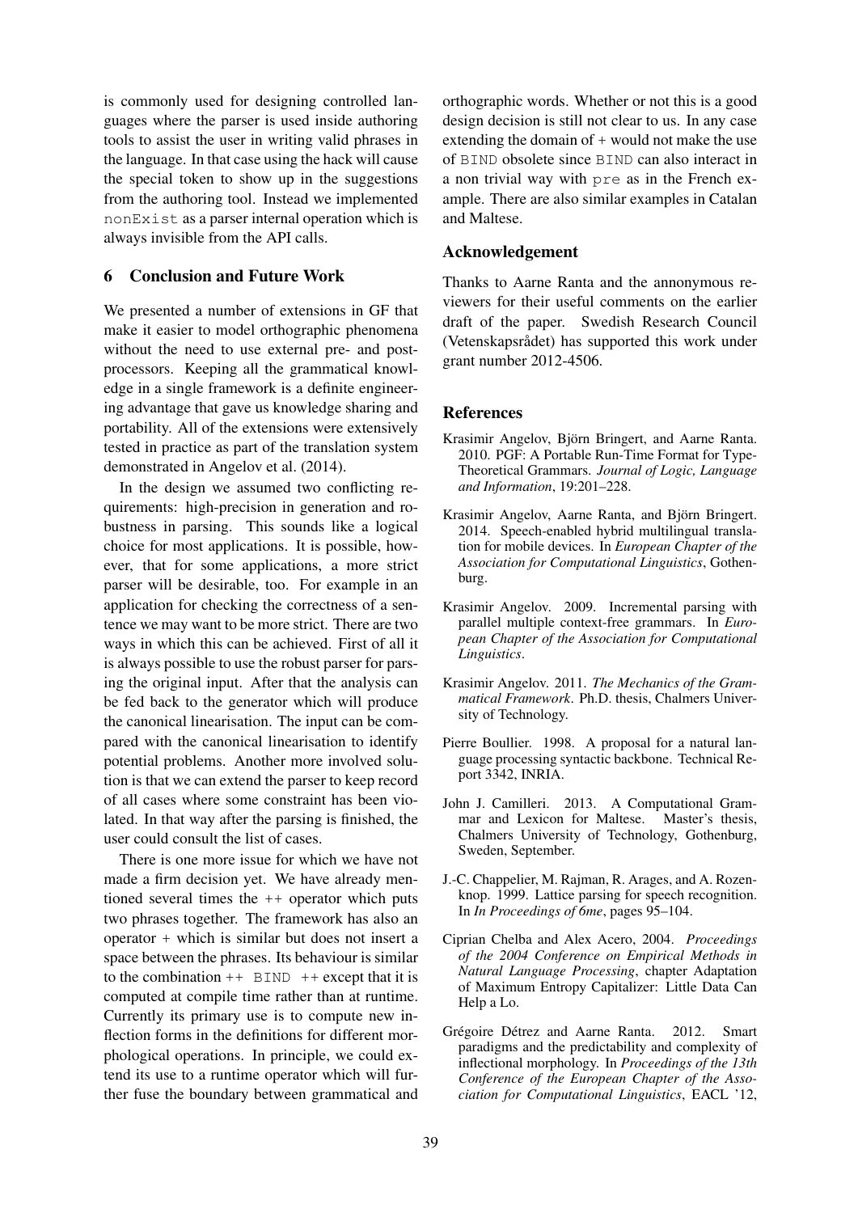is commonly used for designing controlled languages where the parser is used inside authoring tools to assist the user in writing valid phrases in the language. In that case using the hack will cause the special token to show up in the suggestions from the authoring tool. Instead we implemented `nonExist` as a parser internal operation which is always invisible from the API calls.

## 6 Conclusion and Future Work

We presented a number of extensions in GF that make it easier to model orthographic phenomena without the need to use external pre- and post-processors. Keeping all the grammatical knowledge in a single framework is a definite engineering advantage that gave us knowledge sharing and portability. All of the extensions were extensively tested in practice as part of the translation system demonstrated in Angelov et al. (2014).

In the design we assumed two conflicting requirements: high-precision in generation and robustness in parsing. This sounds like a logical choice for most applications. It is possible, however, that for some applications, a more strict parser will be desirable, too. For example in an application for checking the correctness of a sentence we may want to be more strict. There are two ways in which this can be achieved. First of all it is always possible to use the robust parser for parsing the original input. After that the analysis can be fed back to the generator which will produce the canonical linearisation. The input can be compared with the canonical linearisation to identify potential problems. Another more involved solution is that we can extend the parser to keep record of all cases where some constraint has been violated. In that way after the parsing is finished, the user could consult the list of cases.

There is one more issue for which we have not made a firm decision yet. We have already mentioned several times the ++ operator which puts two phrases together. The framework has also an operator + which is similar but does not insert a space between the phrases. Its behaviour is similar to the combination ++ `BIND` ++ except that it is computed at compile time rather than at runtime. Currently its primary use is to compute new inflection forms in the definitions for different morphological operations. In principle, we could extend its use to a runtime operator which will further fuse the boundary between grammatical and orthographic words. Whether or not this is a good design decision is still not clear to us. In any case extending the domain of + would not make the use of `BIND` obsolete since `BIND` can also interact in a non trivial way with `pre` as in the French example. There are also similar examples in Catalan and Maltese.

## Acknowledgement

Thanks to Aarne Ranta and the annonymous reviewers for their useful comments on the earlier draft of the paper. Swedish Research Council (Vetenskapsrådet) has supported this work under grant number 2012-4506.

## References

Krasimir Angelov, Björn Bringert, and Aarne Ranta. 2010. PGF: A Portable Run-Time Format for Type-Theoretical Grammars. *Journal of Logic, Language and Information*, 19:201–228.

Krasimir Angelov, Aarne Ranta, and Björn Bringert. 2014. Speech-enabled hybrid multilingual translation for mobile devices. In *European Chapter of the Association for Computational Linguistics*, Gothenburg.

Krasimir Angelov. 2009. Incremental parsing with parallel multiple context-free grammars. In *European Chapter of the Association for Computational Linguistics*.

Krasimir Angelov. 2011. *The Mechanics of the Grammatical Framework*. Ph.D. thesis, Chalmers University of Technology.

Pierre Boullier. 1998. A proposal for a natural language processing syntactic backbone. Technical Report 3342, INRIA.

John J. Camilleri. 2013. A Computational Grammar and Lexicon for Maltese. Master's thesis, Chalmers University of Technology, Gothenburg, Sweden, September.

J.-C. Chappelier, M. Rajman, R. Arages, and A. Rozenknop. 1999. Lattice parsing for speech recognition. In *In Proceedings of 6me*, pages 95–104.

Ciprian Chelba and Alex Acero, 2004. *Proceedings of the 2004 Conference on Empirical Methods in Natural Language Processing*, chapter Adaptation of Maximum Entropy Capitalizer: Little Data Can Help a Lo.

Grégoire Détrez and Aarne Ranta. 2012. Smart paradigms and the predictability and complexity of inflectional morphology. In *Proceedings of the 13th Conference of the European Chapter of the Association for Computational Linguistics*, EACL '12,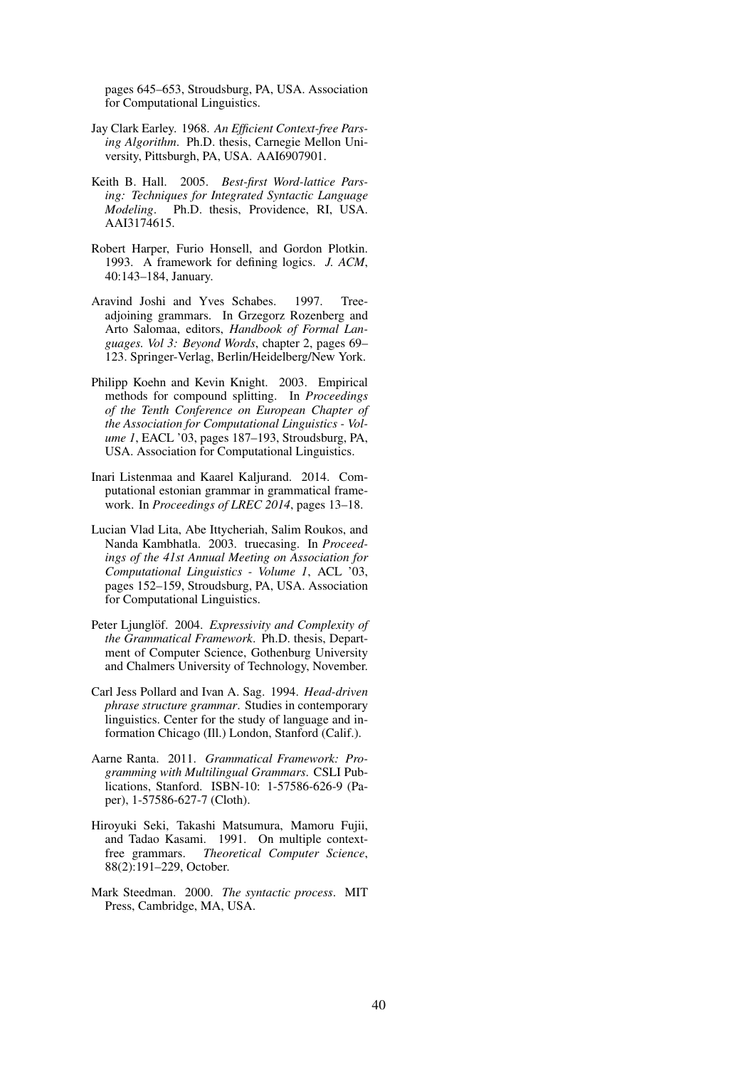pages 645–653, Stroudsburg, PA, USA. Association for Computational Linguistics.

Jay Clark Earley. 1968. *An Efficient Context-free Parsing Algorithm*. Ph.D. thesis, Carnegie Mellon University, Pittsburgh, PA, USA. AAI6907901.

Keith B. Hall. 2005. *Best-first Word-lattice Parsing: Techniques for Integrated Syntactic Language Modeling*. Ph.D. thesis, Providence, RI, USA. AAI3174615.

Robert Harper, Furio Honsell, and Gordon Plotkin. 1993. A framework for defining logics. *J. ACM*, 40:143–184, January.

Aravind Joshi and Yves Schabes. 1997. Tree-adjoining grammars. In Grzegorz Rozenberg and Arto Salomaa, editors, *Handbook of Formal Languages. Vol 3: Beyond Words*, chapter 2, pages 69–123. Springer-Verlag, Berlin/Heidelberg/New York.

Philipp Koehn and Kevin Knight. 2003. Empirical methods for compound splitting. In *Proceedings of the Tenth Conference on European Chapter of the Association for Computational Linguistics - Volume 1*, EACL '03, pages 187–193, Stroudsburg, PA, USA. Association for Computational Linguistics.

Inari Listenmaa and Kaarel Kaljurand. 2014. Computational estonian grammar in grammatical framework. In *Proceedings of LREC 2014*, pages 13–18.

Lucian Vlad Lita, Abe Ittycheriah, Salim Roukos, and Nanda Kambhatla. 2003. truecasing. In *Proceedings of the 41st Annual Meeting on Association for Computational Linguistics - Volume 1*, ACL '03, pages 152–159, Stroudsburg, PA, USA. Association for Computational Linguistics.

Peter Ljunglöf. 2004. *Expressivity and Complexity of the Grammatical Framework*. Ph.D. thesis, Department of Computer Science, Gothenburg University and Chalmers University of Technology, November.

Carl Jess Pollard and Ivan A. Sag. 1994. *Head-driven phrase structure grammar*. Studies in contemporary linguistics. Center for the study of language and information Chicago (Ill.) London, Stanford (Calif.).

Aarne Ranta. 2011. *Grammatical Framework: Programming with Multilingual Grammars*. CSLI Publications, Stanford. ISBN-10: 1-57586-626-9 (Paper), 1-57586-627-7 (Cloth).

Hiroyuki Seki, Takashi Matsumura, Mamoru Fujii, and Tadao Kasami. 1991. On multiple context-free grammars. *Theoretical Computer Science*, 88(2):191–229, October.

Mark Steedman. 2000. *The syntactic process*. MIT Press, Cambridge, MA, USA.